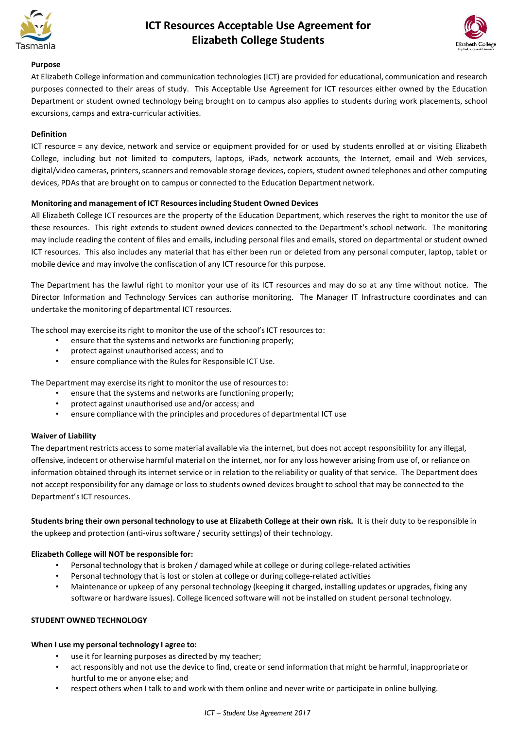# ICT Resources Acceptable Use Agreement for Elizabeth College Students

**Purpose**

At Elizabeth College information and communication technologies (ICT) are provided for educational, communication and research purposes connected to their areas of study. This Acceptable Use Agreement for ICT resources either owned by the Education Department or student owned technology being brought on to campus also applies to students during work placements, school excursions, camps and extra-curricular activities.

**Definition**

ICT resource = any device, network and service or equipment provided for or used by students enrolled at or visiting Elizabeth College, including but not limited to computers, laptops, iPads, network accounts, the Internet, email and Web services, digital/video cameras, printers, scanners and removable storage devices, copiers, student owned telephones and other computing devices, PDAs that are brought on to campus or connected to the Education Department network.

**Monitoring and management of ICT Resources including Student Owned Devices**

All Elizabeth College ICT resources are the property of the Education Department, which reserves the right to monitor the use of these resources. This right extends to student owned devices connected to the Department's school network. The monitoring may include reading the content of files and emails, including personal files and emails, stored on departmental or student owned ICT resources. This also includes any material that has either been run or deleted from any personal computer, laptop, tablet or mobile device and may involve the confiscation of any ICT resource for this purpose.

The Department has the lawful right to monitor your use of its ICT resources and may do so at any time without notice. The Director Information and Technology Services can authorise monitoring. The Manager IT Infrastructure coordinates and can undertake the monitoring of departmental ICT resources.

The school may exercise its right to monitor the use of the school's ICT resources to:

- ensure that the systems and networks are functioning properly;
- protect against unauthorised access; and to
- ensure compliance with the Rules for Responsible ICT Use.

The Department may exercise its right to monitor the use of resources to:

- ensure that the systems and networks are functioning properly;
- protect against unauthorised use and/or access; and
- ensure compliance with the principles and procedures of departmental ICT use

**Waiver of Liability**

The department restricts access to some material available via the internet, but does not accept responsibility for any illegal, offensive, indecent or otherwise harmful material on the internet, nor for any loss however arising from use of, or reliance on information obtained through its internet service or in relation to the reliability or quality of that service. The Department does not accept responsibility for any damage or loss to students owned devices brought to school that may be connected to the Department's ICT resources.

**Students bring their own personal technology to use at Elizabeth College at their own risk.** It is their duty to be responsible in the upkeep and protection (anti-virus software / security settings) of their technology.

**Elizabeth College will NOT be responsible for:**

- Personal technology that is broken / damaged while at college or during college-related activities
- Personal technology that is lost or stolen at college or during college-related activities
- Maintenance or upkeep of any personal technology (keeping it charged, installing updates or upgrades, fixing any software or hardware issues). College licenced software will not be installed on student personal technology.

**STUDENT OWNED TECHNOLOGY**

**When I use my personal technology I agree to:**

- use it for learning purposes as directed by my teacher;
- act responsibly and not use the device to find, create or send information that might be harmful, inappropriate or hurtful to me or anyone else; and
- respect others when I talk to and work with them online and never write or participate in online bullying.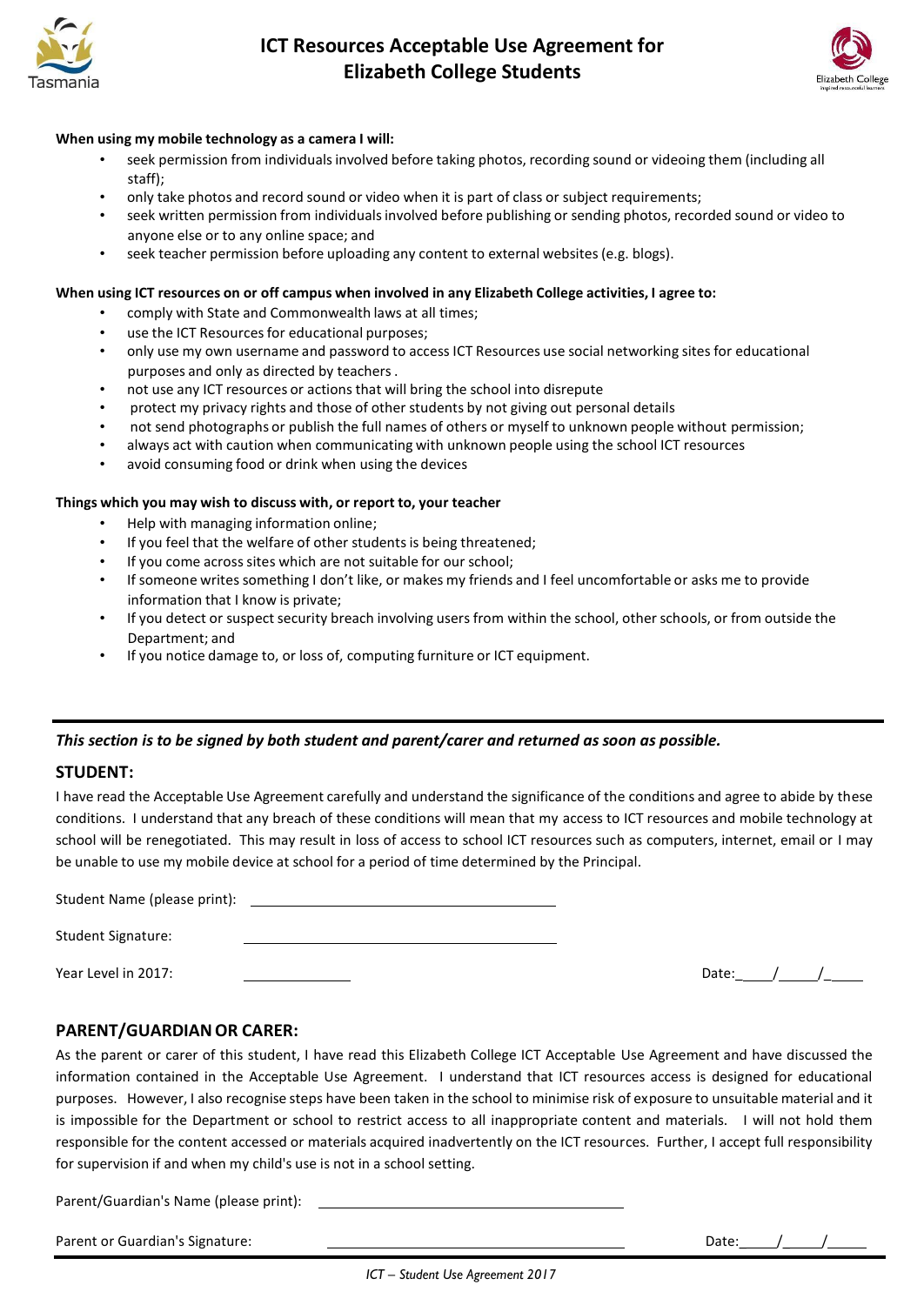# ICT Resources Acceptable Use Agreement for Elizabeth College Students

**When using my mobile technology as a camera I will:**

- seek permission from individuals involved before taking photos, recording sound or videoing them (including all staff);
- only take photos and record sound or video when it is part of class or subject requirements;
- seek written permission from individuals involved before publishing or sending photos, recorded sound or video to anyone else or to any online space; and
- seek teacher permission before uploading any content to external websites (e.g. blogs).

**When using ICT resources on or off campus when involved in any Elizabeth College activities, I agree to:**

- comply with State and Commonwealth laws at all times;
- use the ICT Resources for educational purposes;
- only use my own username and password to access ICT Resources use social networking sites for educational purposes and only as directed by teachers .
- not use any ICT resources or actions that will bring the school into disrepute
- protect my privacy rights and those of other students by not giving out personal details
- not send photographs or publish the full names of others or myself to unknown people without permission;
- always act with caution when communicating with unknown people using the school ICT resources
- avoid consuming food or drink when using the devices

**Things which you may wish to discuss with, or report to, your teacher**

- Help with managing information online;
- If you feel that the welfare of other students is being threatened;
- If you come across sites which are not suitable for our school;
- If someone writes something I don't like, or makes my friends and I feel uncomfortable or asks me to provide information that I know is private;
- If you detect or suspect security breach involving users from within the school, other schools, or from outside the Department; and
- If you notice damage to, or loss of, computing furniture or ICT equipment.

---

***This section is to be signed by both student and parent/carer and returned as soon as possible.***

## STUDENT:

I have read the Acceptable Use Agreement carefully and understand the significance of the conditions and agree to abide by these conditions. I understand that any breach of these conditions will mean that my access to ICT resources and mobile technology at school will be renegotiated. This may result in loss of access to school ICT resources such as computers, internet, email or I may be unable to use my mobile device at school for a period of time determined by the Principal.

Student Name (please print): ________________________________

Student Signature: ________________________________

Year Level in 2017: ____________ Date: ____/____/____

## PARENT/GUARDIAN OR CARER:

As the parent or carer of this student, I have read this Elizabeth College ICT Acceptable Use Agreement and have discussed the information contained in the Acceptable Use Agreement. I understand that ICT resources access is designed for educational purposes. However, I also recognise steps have been taken in the school to minimise risk of exposure to unsuitable material and it is impossible for the Department or school to restrict access to all inappropriate content and materials. I will not hold them responsible for the content accessed or materials acquired inadvertently on the ICT resources. Further, I accept full responsibility for supervision if and when my child's use is not in a school setting.

Parent/Guardian's Name (please print): ________________________________

Parent or Guardian's Signature: ________________________________ Date: ____/____/____